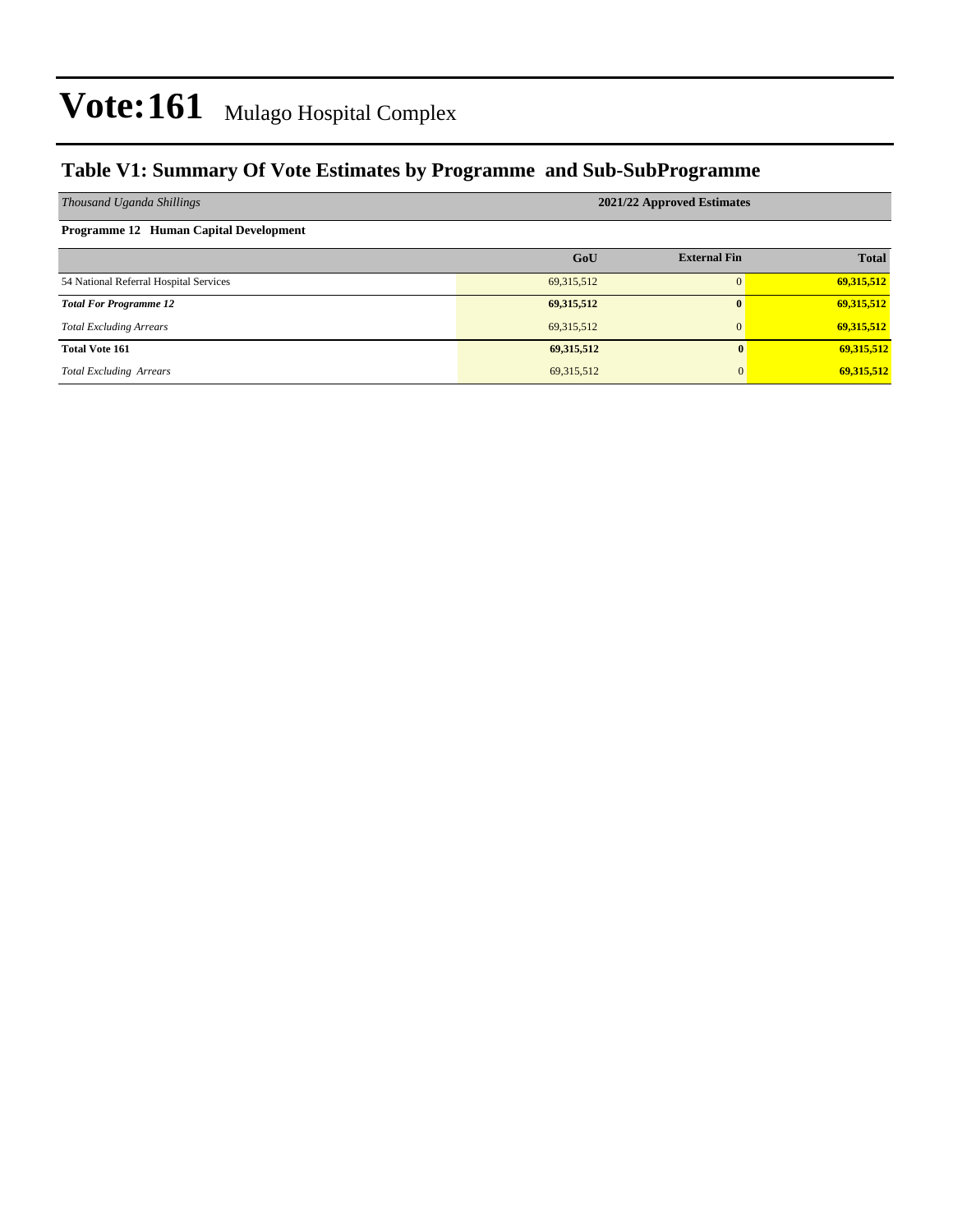# Vote:161 Mulago Hospital Complex

## Table V1: Summary Of Vote Estimates by Programme and Sub-SubProgramme

| *Thousand Uganda Shillings* | 2021/22 Approved Estimates | | |
|---|---|---|---|
| **Programme 12 Human Capital Development** | | | |
| | **GoU** | **External Fin** | **Total** |
| 54 National Referral Hospital Services | 69,315,512 | 0 | **69,315,512** |
| ***Total For Programme 12*** | **69,315,512** | **0** | **69,315,512** |
| *Total Excluding Arrears* | 69,315,512 | 0 | **69,315,512** |
| **Total Vote 161** | **69,315,512** | **0** | **69,315,512** |
| *Total Excluding Arrears* | 69,315,512 | 0 | **69,315,512** |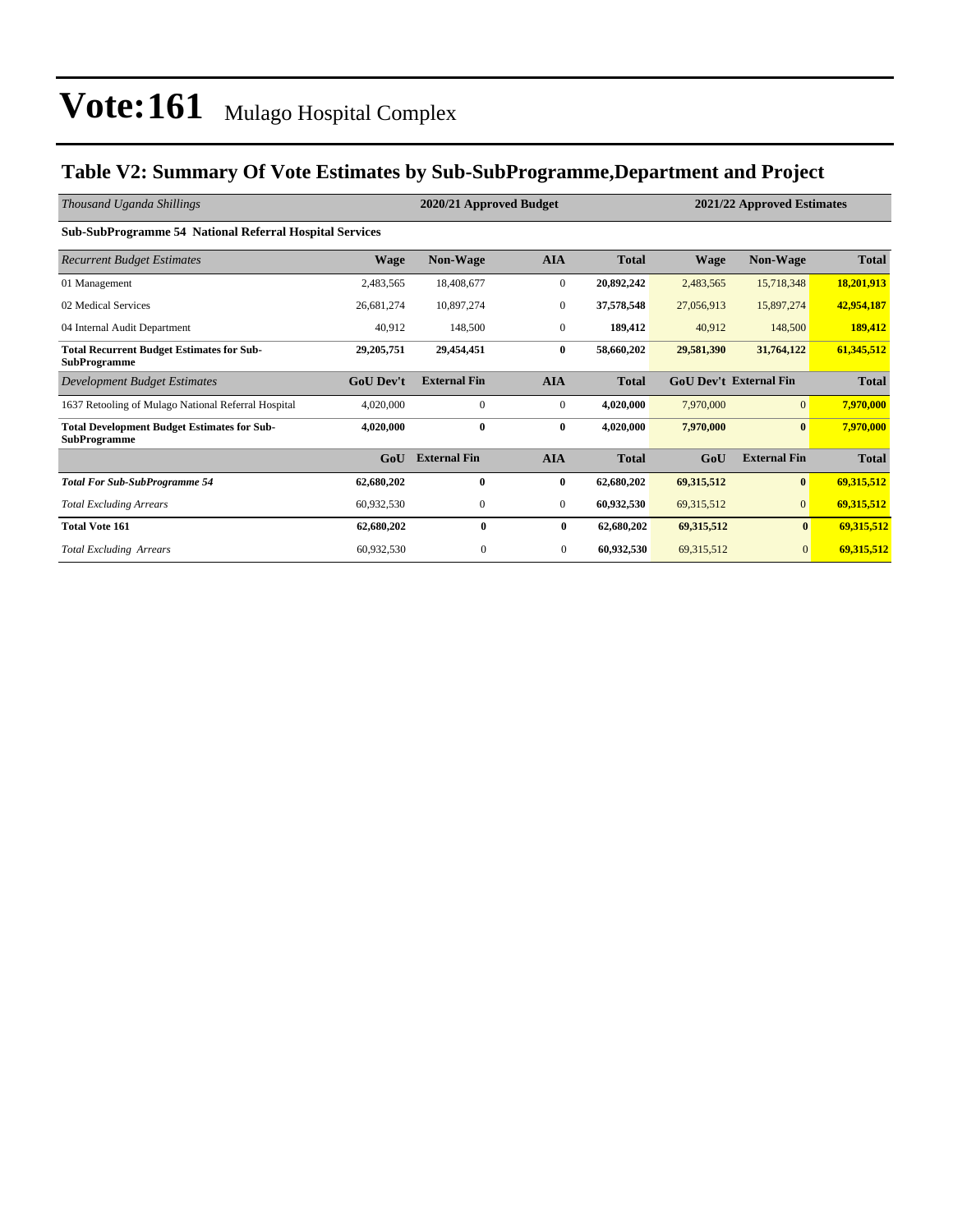# Vote:161 Mulago Hospital Complex

## Table V2: Summary Of Vote Estimates by Sub-SubProgramme,Department and Project

| *Thousand Uganda Shillings* | 2020/21 Approved Budget | | | | 2021/22 Approved Estimates | | |
|---|---|---|---|---|---|---|---|
| **Sub-SubProgramme 54 National Referral Hospital Services** | | | | | | | |
| *Recurrent Budget Estimates* | **Wage** | **Non-Wage** | **AIA** | **Total** | **Wage** | **Non-Wage** | **Total** |
| 01 Management | 2,483,565 | 18,408,677 | 0 | **20,892,242** | 2,483,565 | 15,718,348 | **18,201,913** |
| 02 Medical Services | 26,681,274 | 10,897,274 | 0 | **37,578,548** | 27,056,913 | 15,897,274 | **42,954,187** |
| 04 Internal Audit Department | 40,912 | 148,500 | 0 | **189,412** | 40,912 | 148,500 | **189,412** |
| **Total Recurrent Budget Estimates for Sub-SubProgramme** | **29,205,751** | **29,454,451** | **0** | **58,660,202** | **29,581,390** | **31,764,122** | **61,345,512** |
| *Development Budget Estimates* | **GoU Dev't** | **External Fin** | **AIA** | **Total** | **GoU Dev't** | **External Fin** | **Total** |
| 1637 Retooling of Mulago National Referral Hospital | 4,020,000 | 0 | 0 | **4,020,000** | 7,970,000 | 0 | **7,970,000** |
| **Total Development Budget Estimates for Sub-SubProgramme** | **4,020,000** | **0** | **0** | **4,020,000** | **7,970,000** | **0** | **7,970,000** |
| | **GoU** | **External Fin** | **AIA** | **Total** | **GoU** | **External Fin** | **Total** |
| ***Total For Sub-SubProgramme 54*** | **62,680,202** | **0** | **0** | **62,680,202** | **69,315,512** | **0** | **69,315,512** |
| *Total Excluding Arrears* | 60,932,530 | 0 | 0 | **60,932,530** | 69,315,512 | 0 | **69,315,512** |
| **Total Vote 161** | **62,680,202** | **0** | **0** | **62,680,202** | **69,315,512** | **0** | **69,315,512** |
| *Total Excluding Arrears* | 60,932,530 | 0 | 0 | **60,932,530** | 69,315,512 | 0 | **69,315,512** |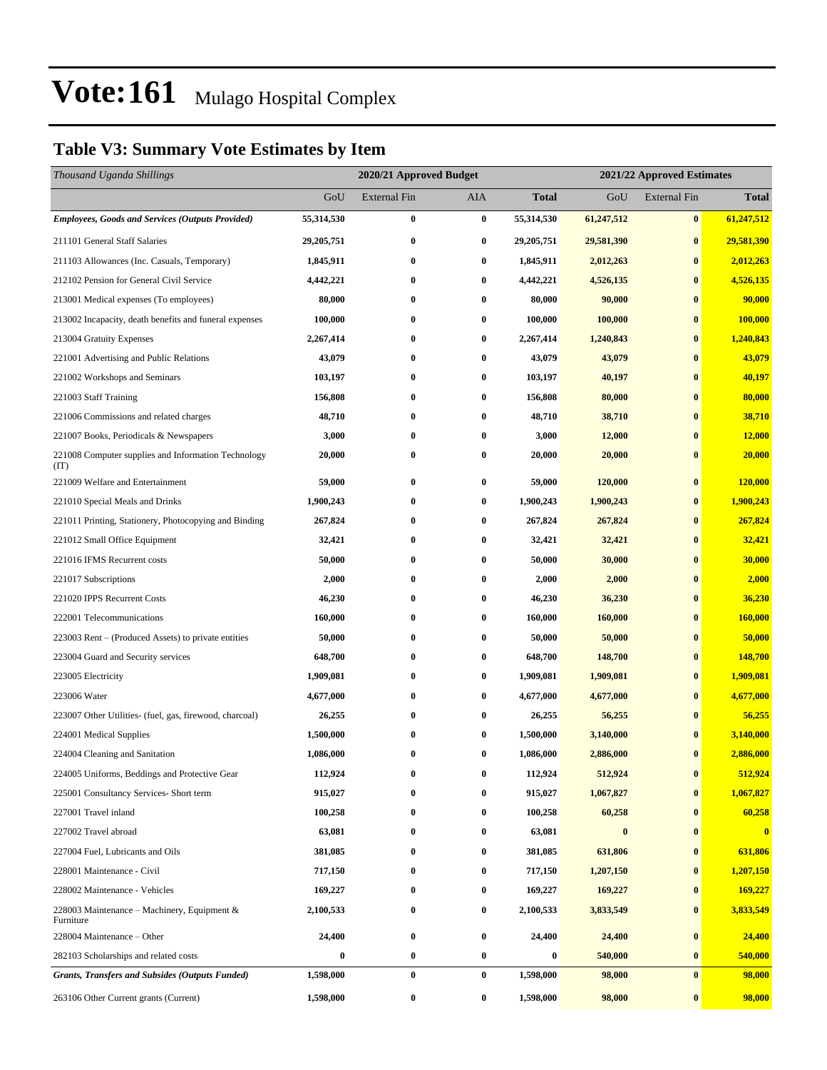# Vote:161 Mulago Hospital Complex

## Table V3: Summary Vote Estimates by Item

| *Thousand Uganda Shillings* | 2020/21 Approved Budget | | | | 2021/22 Approved Estimates | | |
|---|---|---|---|---|---|---|---|
| | GoU | External Fin | AIA | **Total** | GoU | External Fin | **Total** |
| ***Employees, Goods and Services (Outputs Provided)*** | **55,314,530** | **0** | **0** | **55,314,530** | **61,247,512** | **0** | **61,247,512** |
| 211101 General Staff Salaries | **29,205,751** | **0** | **0** | **29,205,751** | **29,581,390** | **0** | **29,581,390** |
| 211103 Allowances (Inc. Casuals, Temporary) | **1,845,911** | **0** | **0** | **1,845,911** | **2,012,263** | **0** | **2,012,263** |
| 212102 Pension for General Civil Service | **4,442,221** | **0** | **0** | **4,442,221** | **4,526,135** | **0** | **4,526,135** |
| 213001 Medical expenses (To employees) | **80,000** | **0** | **0** | **80,000** | **90,000** | **0** | **90,000** |
| 213002 Incapacity, death benefits and funeral expenses | **100,000** | **0** | **0** | **100,000** | **100,000** | **0** | **100,000** |
| 213004 Gratuity Expenses | **2,267,414** | **0** | **0** | **2,267,414** | **1,240,843** | **0** | **1,240,843** |
| 221001 Advertising and Public Relations | **43,079** | **0** | **0** | **43,079** | **43,079** | **0** | **43,079** |
| 221002 Workshops and Seminars | **103,197** | **0** | **0** | **103,197** | **40,197** | **0** | **40,197** |
| 221003 Staff Training | **156,808** | **0** | **0** | **156,808** | **80,000** | **0** | **80,000** |
| 221006 Commissions and related charges | **48,710** | **0** | **0** | **48,710** | **38,710** | **0** | **38,710** |
| 221007 Books, Periodicals & Newspapers | **3,000** | **0** | **0** | **3,000** | **12,000** | **0** | **12,000** |
| 221008 Computer supplies and Information Technology (IT) | **20,000** | **0** | **0** | **20,000** | **20,000** | **0** | **20,000** |
| 221009 Welfare and Entertainment | **59,000** | **0** | **0** | **59,000** | **120,000** | **0** | **120,000** |
| 221010 Special Meals and Drinks | **1,900,243** | **0** | **0** | **1,900,243** | **1,900,243** | **0** | **1,900,243** |
| 221011 Printing, Stationery, Photocopying and Binding | **267,824** | **0** | **0** | **267,824** | **267,824** | **0** | **267,824** |
| 221012 Small Office Equipment | **32,421** | **0** | **0** | **32,421** | **32,421** | **0** | **32,421** |
| 221016 IFMS Recurrent costs | **50,000** | **0** | **0** | **50,000** | **30,000** | **0** | **30,000** |
| 221017 Subscriptions | **2,000** | **0** | **0** | **2,000** | **2,000** | **0** | **2,000** |
| 221020 IPPS Recurrent Costs | **46,230** | **0** | **0** | **46,230** | **36,230** | **0** | **36,230** |
| 222001 Telecommunications | **160,000** | **0** | **0** | **160,000** | **160,000** | **0** | **160,000** |
| 223003 Rent – (Produced Assets) to private entities | **50,000** | **0** | **0** | **50,000** | **50,000** | **0** | **50,000** |
| 223004 Guard and Security services | **648,700** | **0** | **0** | **648,700** | **148,700** | **0** | **148,700** |
| 223005 Electricity | **1,909,081** | **0** | **0** | **1,909,081** | **1,909,081** | **0** | **1,909,081** |
| 223006 Water | **4,677,000** | **0** | **0** | **4,677,000** | **4,677,000** | **0** | **4,677,000** |
| 223007 Other Utilities- (fuel, gas, firewood, charcoal) | **26,255** | **0** | **0** | **26,255** | **56,255** | **0** | **56,255** |
| 224001 Medical Supplies | **1,500,000** | **0** | **0** | **1,500,000** | **3,140,000** | **0** | **3,140,000** |
| 224004 Cleaning and Sanitation | **1,086,000** | **0** | **0** | **1,086,000** | **2,886,000** | **0** | **2,886,000** |
| 224005 Uniforms, Beddings and Protective Gear | **112,924** | **0** | **0** | **112,924** | **512,924** | **0** | **512,924** |
| 225001 Consultancy Services- Short term | **915,027** | **0** | **0** | **915,027** | **1,067,827** | **0** | **1,067,827** |
| 227001 Travel inland | **100,258** | **0** | **0** | **100,258** | **60,258** | **0** | **60,258** |
| 227002 Travel abroad | **63,081** | **0** | **0** | **63,081** | **0** | **0** | **0** |
| 227004 Fuel, Lubricants and Oils | **381,085** | **0** | **0** | **381,085** | **631,806** | **0** | **631,806** |
| 228001 Maintenance - Civil | **717,150** | **0** | **0** | **717,150** | **1,207,150** | **0** | **1,207,150** |
| 228002 Maintenance - Vehicles | **169,227** | **0** | **0** | **169,227** | **169,227** | **0** | **169,227** |
| 228003 Maintenance – Machinery, Equipment & Furniture | **2,100,533** | **0** | **0** | **2,100,533** | **3,833,549** | **0** | **3,833,549** |
| 228004 Maintenance – Other | **24,400** | **0** | **0** | **24,400** | **24,400** | **0** | **24,400** |
| 282103 Scholarships and related costs | **0** | **0** | **0** | **0** | **540,000** | **0** | **540,000** |
| ***Grants, Transfers and Subsides (Outputs Funded)*** | **1,598,000** | **0** | **0** | **1,598,000** | **98,000** | **0** | **98,000** |
| 263106 Other Current grants (Current) | **1,598,000** | **0** | **0** | **1,598,000** | **98,000** | **0** | **98,000** |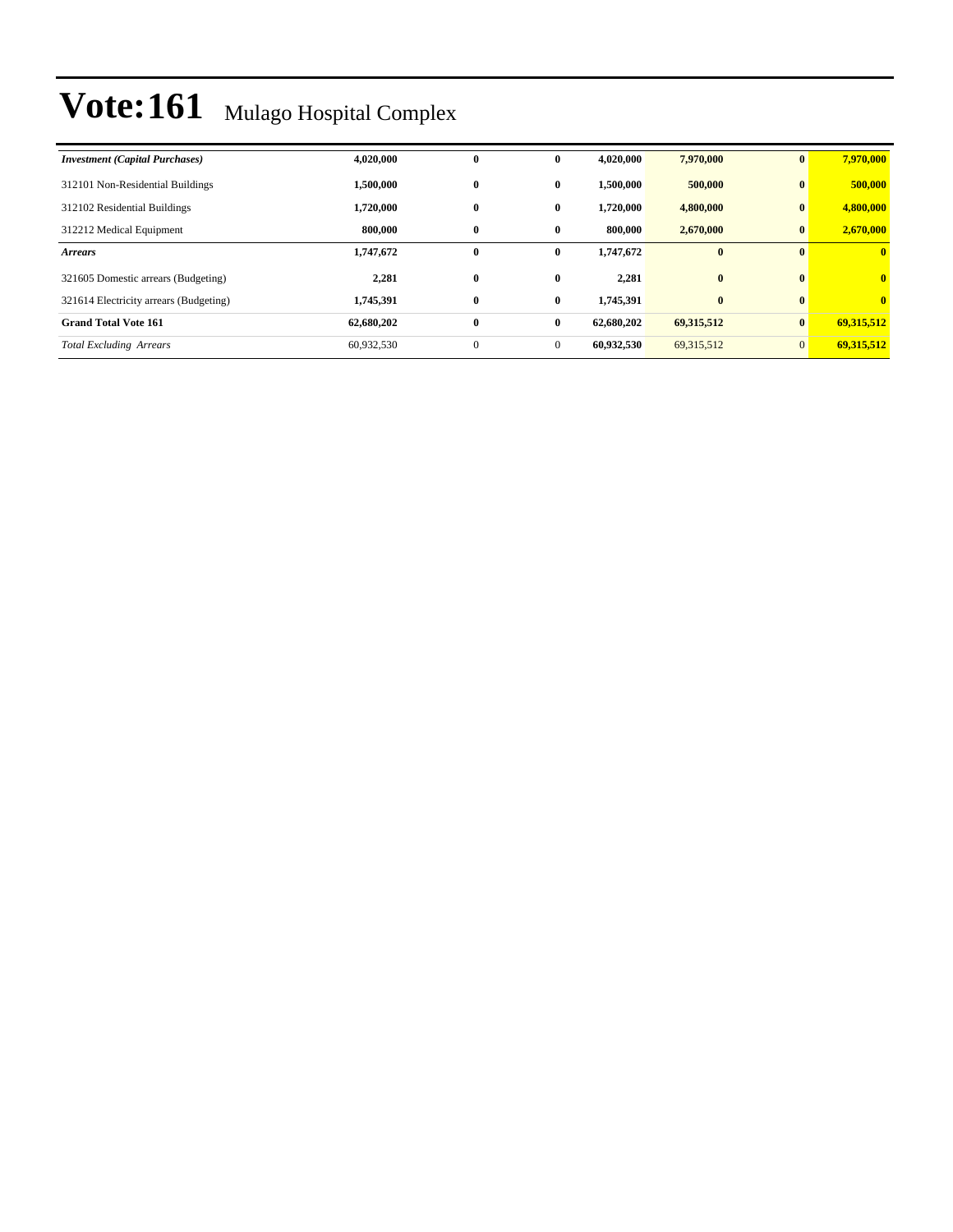# Vote:161 Mulago Hospital Complex

| | | | | | | | |
|---|---|---|---|---|---|---|---|
| ***Investment (Capital Purchases)*** | **4,020,000** | **0** | **0** | **4,020,000** | **7,970,000** | **0** | **7,970,000** |
| 312101 Non-Residential Buildings | **1,500,000** | **0** | **0** | **1,500,000** | **500,000** | **0** | **500,000** |
| 312102 Residential Buildings | **1,720,000** | **0** | **0** | **1,720,000** | **4,800,000** | **0** | **4,800,000** |
| 312212 Medical Equipment | **800,000** | **0** | **0** | **800,000** | **2,670,000** | **0** | **2,670,000** |
| ***Arrears*** | **1,747,672** | **0** | **0** | **1,747,672** | **0** | **0** | **0** |
| 321605 Domestic arrears (Budgeting) | **2,281** | **0** | **0** | **2,281** | **0** | **0** | **0** |
| 321614 Electricity arrears (Budgeting) | **1,745,391** | **0** | **0** | **1,745,391** | **0** | **0** | **0** |
| **Grand Total Vote 161** | **62,680,202** | **0** | **0** | **62,680,202** | **69,315,512** | **0** | **69,315,512** |
| *Total Excluding Arrears* | 60,932,530 | 0 | 0 | **60,932,530** | 69,315,512 | 0 | **69,315,512** |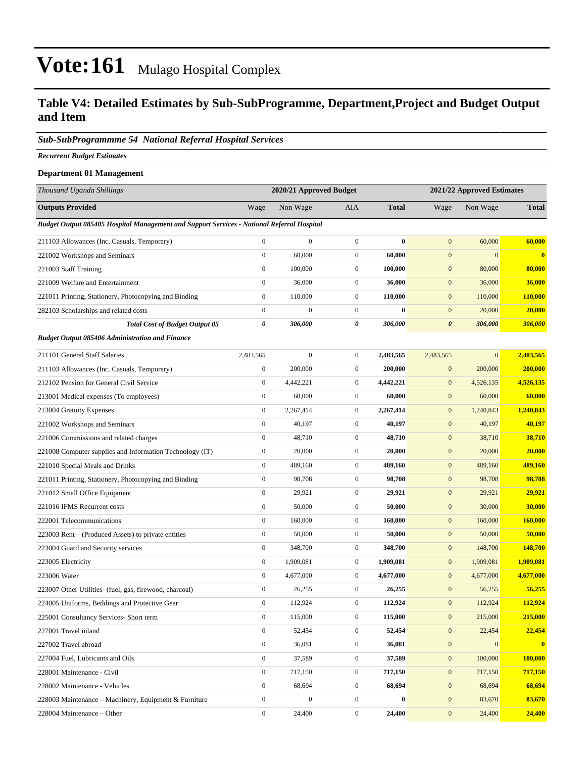# Vote:161 Mulago Hospital Complex

## Table V4: Detailed Estimates by Sub-SubProgramme, Department,Project and Budget Output and Item

### *Sub-SubProgrammme 54 National Referral Hospital Services*

***Recurrent Budget Estimates***

**Department 01 Management**

| *Thousand Uganda Shillings* | 2020/21 Approved Budget | | | | 2021/22 Approved Estimates | | |
|---|---|---|---|---|---|---|---|
| **Outputs Provided** | Wage | Non Wage | AIA | **Total** | Wage | Non Wage | **Total** |
| ***Budget Output 085405 Hospital Management and Support Services - National Referral Hospital*** | | | | | | | |
| 211103 Allowances (Inc. Casuals, Temporary) | 0 | 0 | 0 | **0** | 0 | 60,000 | **60,000** |
| 221002 Workshops and Seminars | 0 | 60,000 | 0 | **60,000** | 0 | 0 | **0** |
| 221003 Staff Training | 0 | 100,000 | 0 | **100,000** | 0 | 80,000 | **80,000** |
| 221009 Welfare and Entertainment | 0 | 36,000 | 0 | **36,000** | 0 | 36,000 | **36,000** |
| 221011 Printing, Stationery, Photocopying and Binding | 0 | 110,000 | 0 | **110,000** | 0 | 110,000 | **110,000** |
| 282103 Scholarships and related costs | 0 | 0 | 0 | **0** | 0 | 20,000 | **20,000** |
| ***Total Cost of Budget Output 05*** | ***0*** | ***306,000*** | ***0*** | ***306,000*** | ***0*** | ***306,000*** | ***306,000*** |
| ***Budget Output 085406 Administration and Finance*** | | | | | | | |
| 211101 General Staff Salaries | 2,483,565 | 0 | 0 | **2,483,565** | 2,483,565 | 0 | **2,483,565** |
| 211103 Allowances (Inc. Casuals, Temporary) | 0 | 200,000 | 0 | **200,000** | 0 | 200,000 | **200,000** |
| 212102 Pension for General Civil Service | 0 | 4,442,221 | 0 | **4,442,221** | 0 | 4,526,135 | **4,526,135** |
| 213001 Medical expenses (To employees) | 0 | 60,000 | 0 | **60,000** | 0 | 60,000 | **60,000** |
| 213004 Gratuity Expenses | 0 | 2,267,414 | 0 | **2,267,414** | 0 | 1,240,843 | **1,240,843** |
| 221002 Workshops and Seminars | 0 | 40,197 | 0 | **40,197** | 0 | 40,197 | **40,197** |
| 221006 Commissions and related charges | 0 | 48,710 | 0 | **48,710** | 0 | 38,710 | **38,710** |
| 221008 Computer supplies and Information Technology (IT) | 0 | 20,000 | 0 | **20,000** | 0 | 20,000 | **20,000** |
| 221010 Special Meals and Drinks | 0 | 489,160 | 0 | **489,160** | 0 | 489,160 | **489,160** |
| 221011 Printing, Stationery, Photocopying and Binding | 0 | 98,708 | 0 | **98,708** | 0 | 98,708 | **98,708** |
| 221012 Small Office Equipment | 0 | 29,921 | 0 | **29,921** | 0 | 29,921 | **29,921** |
| 221016 IFMS Recurrent costs | 0 | 50,000 | 0 | **50,000** | 0 | 30,000 | **30,000** |
| 222001 Telecommunications | 0 | 160,000 | 0 | **160,000** | 0 | 160,000 | **160,000** |
| 223003 Rent – (Produced Assets) to private entities | 0 | 50,000 | 0 | **50,000** | 0 | 50,000 | **50,000** |
| 223004 Guard and Security services | 0 | 348,700 | 0 | **348,700** | 0 | 148,700 | **148,700** |
| 223005 Electricity | 0 | 1,909,081 | 0 | **1,909,081** | 0 | 1,909,081 | **1,909,081** |
| 223006 Water | 0 | 4,677,000 | 0 | **4,677,000** | 0 | 4,677,000 | **4,677,000** |
| 223007 Other Utilities- (fuel, gas, firewood, charcoal) | 0 | 26,255 | 0 | **26,255** | 0 | 56,255 | **56,255** |
| 224005 Uniforms, Beddings and Protective Gear | 0 | 112,924 | 0 | **112,924** | 0 | 112,924 | **112,924** |
| 225001 Consultancy Services- Short term | 0 | 115,000 | 0 | **115,000** | 0 | 215,000 | **215,000** |
| 227001 Travel inland | 0 | 52,454 | 0 | **52,454** | 0 | 22,454 | **22,454** |
| 227002 Travel abroad | 0 | 36,081 | 0 | **36,081** | 0 | 0 | **0** |
| 227004 Fuel, Lubricants and Oils | 0 | 37,589 | 0 | **37,589** | 0 | 100,000 | **100,000** |
| 228001 Maintenance - Civil | 0 | 717,150 | 0 | **717,150** | 0 | 717,150 | **717,150** |
| 228002 Maintenance - Vehicles | 0 | 68,694 | 0 | **68,694** | 0 | 68,694 | **68,694** |
| 228003 Maintenance – Machinery, Equipment & Furniture | 0 | 0 | 0 | **0** | 0 | 83,670 | **83,670** |
| 228004 Maintenance – Other | 0 | 24,400 | 0 | **24,400** | 0 | 24,400 | **24,400** |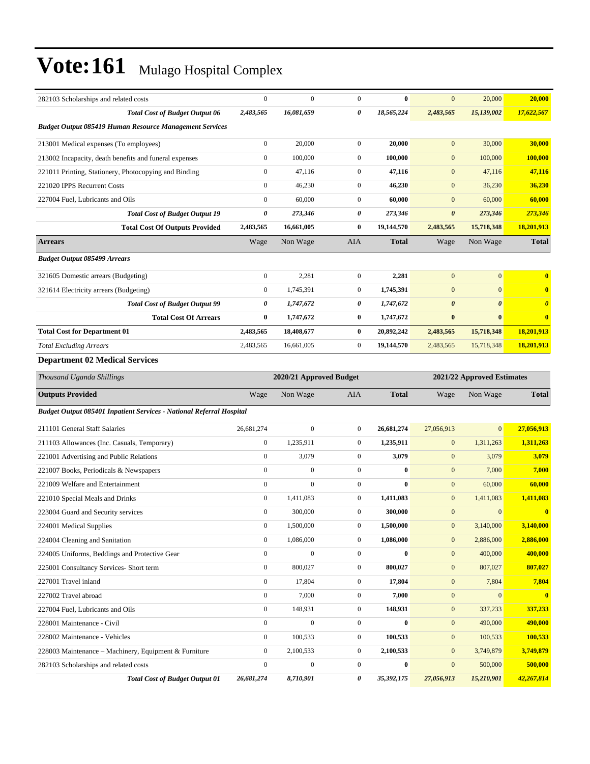# Vote:161 Mulago Hospital Complex

| | | | | | | | |
|---|---|---|---|---|---|---|---|
| 282103 Scholarships and related costs | 0 | 0 | 0 | **0** | 0 | 20,000 | **20,000** |
| ***Total Cost of Budget Output 06*** | ***2,483,565*** | ***16,081,659*** | ***0*** | ***18,565,224*** | ***2,483,565*** | ***15,139,002*** | ***17,622,567*** |
| ***Budget Output 085419 Human Resource Management Services*** | | | | | | | |
| 213001 Medical expenses (To employees) | 0 | 20,000 | 0 | **20,000** | 0 | 30,000 | **30,000** |
| 213002 Incapacity, death benefits and funeral expenses | 0 | 100,000 | 0 | **100,000** | 0 | 100,000 | **100,000** |
| 221011 Printing, Stationery, Photocopying and Binding | 0 | 47,116 | 0 | **47,116** | 0 | 47,116 | **47,116** |
| 221020 IPPS Recurrent Costs | 0 | 46,230 | 0 | **46,230** | 0 | 36,230 | **36,230** |
| 227004 Fuel, Lubricants and Oils | 0 | 60,000 | 0 | **60,000** | 0 | 60,000 | **60,000** |
| ***Total Cost of Budget Output 19*** | ***0*** | ***273,346*** | ***0*** | ***273,346*** | ***0*** | ***273,346*** | ***273,346*** |
| **Total Cost Of Outputs Provided** | **2,483,565** | **16,661,005** | **0** | **19,144,570** | **2,483,565** | **15,718,348** | **18,201,913** |
| **Arrears** | Wage | Non Wage | AIA | **Total** | Wage | Non Wage | **Total** |
| ***Budget Output 085499 Arrears*** | | | | | | | |
| 321605 Domestic arrears (Budgeting) | 0 | 2,281 | 0 | **2,281** | 0 | 0 | **0** |
| 321614 Electricity arrears (Budgeting) | 0 | 1,745,391 | 0 | **1,745,391** | 0 | 0 | **0** |
| ***Total Cost of Budget Output 99*** | ***0*** | ***1,747,672*** | ***0*** | ***1,747,672*** | ***0*** | ***0*** | ***0*** |
| **Total Cost Of Arrears** | **0** | **1,747,672** | **0** | **1,747,672** | **0** | **0** | **0** |
| **Total Cost for Department 01** | **2,483,565** | **18,408,677** | **0** | **20,892,242** | **2,483,565** | **15,718,348** | **18,201,913** |
| *Total Excluding Arrears* | 2,483,565 | 16,661,005 | 0 | **19,144,570** | 2,483,565 | 15,718,348 | **18,201,913** |

### Department 02 Medical Services

| *Thousand Uganda Shillings* | | **2020/21 Approved Budget** | | | | **2021/22 Approved Estimates** | |
|---|---|---|---|---|---|---|---|
| **Outputs Provided** | Wage | Non Wage | AIA | **Total** | Wage | Non Wage | **Total** |
| ***Budget Output 085401 Inpatient Services - National Referral Hospital*** | | | | | | | |
| 211101 General Staff Salaries | 26,681,274 | 0 | 0 | **26,681,274** | 27,056,913 | 0 | **27,056,913** |
| 211103 Allowances (Inc. Casuals, Temporary) | 0 | 1,235,911 | 0 | **1,235,911** | 0 | 1,311,263 | **1,311,263** |
| 221001 Advertising and Public Relations | 0 | 3,079 | 0 | **3,079** | 0 | 3,079 | **3,079** |
| 221007 Books, Periodicals & Newspapers | 0 | 0 | 0 | **0** | 0 | 7,000 | **7,000** |
| 221009 Welfare and Entertainment | 0 | 0 | 0 | **0** | 0 | 60,000 | **60,000** |
| 221010 Special Meals and Drinks | 0 | 1,411,083 | 0 | **1,411,083** | 0 | 1,411,083 | **1,411,083** |
| 223004 Guard and Security services | 0 | 300,000 | 0 | **300,000** | 0 | 0 | **0** |
| 224001 Medical Supplies | 0 | 1,500,000 | 0 | **1,500,000** | 0 | 3,140,000 | **3,140,000** |
| 224004 Cleaning and Sanitation | 0 | 1,086,000 | 0 | **1,086,000** | 0 | 2,886,000 | **2,886,000** |
| 224005 Uniforms, Beddings and Protective Gear | 0 | 0 | 0 | **0** | 0 | 400,000 | **400,000** |
| 225001 Consultancy Services- Short term | 0 | 800,027 | 0 | **800,027** | 0 | 807,027 | **807,027** |
| 227001 Travel inland | 0 | 17,804 | 0 | **17,804** | 0 | 7,804 | **7,804** |
| 227002 Travel abroad | 0 | 7,000 | 0 | **7,000** | 0 | 0 | **0** |
| 227004 Fuel, Lubricants and Oils | 0 | 148,931 | 0 | **148,931** | 0 | 337,233 | **337,233** |
| 228001 Maintenance - Civil | 0 | 0 | 0 | **0** | 0 | 490,000 | **490,000** |
| 228002 Maintenance - Vehicles | 0 | 100,533 | 0 | **100,533** | 0 | 100,533 | **100,533** |
| 228003 Maintenance – Machinery, Equipment & Furniture | 0 | 2,100,533 | 0 | **2,100,533** | 0 | 3,749,879 | **3,749,879** |
| 282103 Scholarships and related costs | 0 | 0 | 0 | **0** | 0 | 500,000 | **500,000** |
| ***Total Cost of Budget Output 01*** | ***26,681,274*** | ***8,710,901*** | ***0*** | ***35,392,175*** | ***27,056,913*** | ***15,210,901*** | ***42,267,814*** |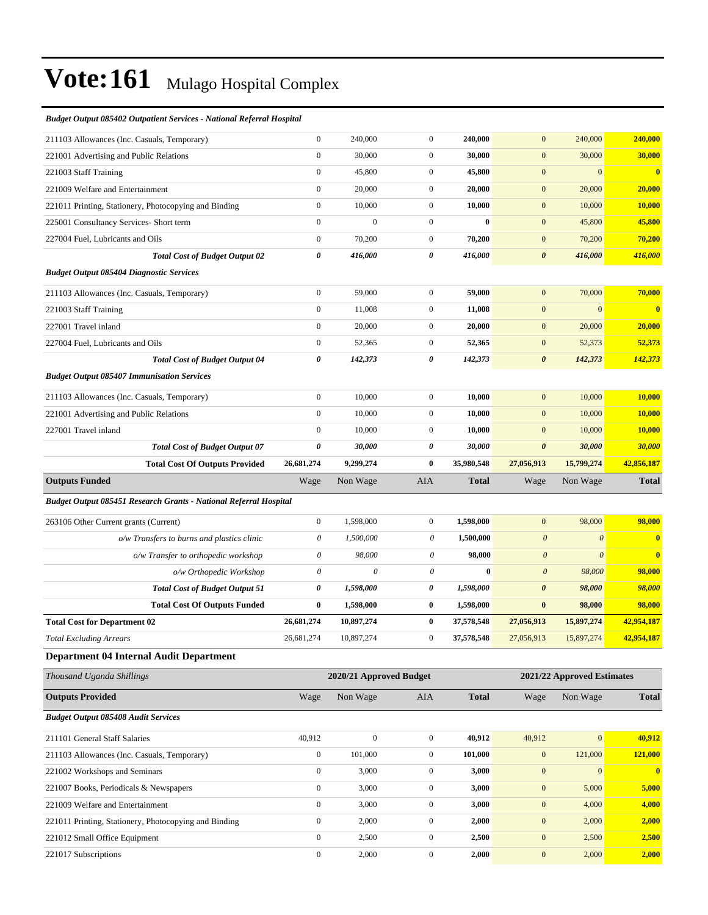# Vote:161 Mulago Hospital Complex

| | Wage | Non Wage | AIA | Total | Wage | Non Wage | Total |
|---|---|---|---|---|---|---|---|
| ***Budget Output 085402 Outpatient Services - National Referral Hospital*** | | | | | | | |
| 211103 Allowances (Inc. Casuals, Temporary) | 0 | 240,000 | 0 | **240,000** | 0 | 240,000 | **240,000** |
| 221001 Advertising and Public Relations | 0 | 30,000 | 0 | **30,000** | 0 | 30,000 | **30,000** |
| 221003 Staff Training | 0 | 45,800 | 0 | **45,800** | 0 | 0 | **0** |
| 221009 Welfare and Entertainment | 0 | 20,000 | 0 | **20,000** | 0 | 20,000 | **20,000** |
| 221011 Printing, Stationery, Photocopying and Binding | 0 | 10,000 | 0 | **10,000** | 0 | 10,000 | **10,000** |
| 225001 Consultancy Services- Short term | 0 | 0 | 0 | **0** | 0 | 45,800 | **45,800** |
| 227004 Fuel, Lubricants and Oils | 0 | 70,200 | 0 | **70,200** | 0 | 70,200 | **70,200** |
| ***Total Cost of Budget Output 02*** | ***0*** | ***416,000*** | ***0*** | ***416,000*** | ***0*** | ***416,000*** | ***416,000*** |
| ***Budget Output 085404 Diagnostic Services*** | | | | | | | |
| 211103 Allowances (Inc. Casuals, Temporary) | 0 | 59,000 | 0 | **59,000** | 0 | 70,000 | **70,000** |
| 221003 Staff Training | 0 | 11,008 | 0 | **11,008** | 0 | 0 | **0** |
| 227001 Travel inland | 0 | 20,000 | 0 | **20,000** | 0 | 20,000 | **20,000** |
| 227004 Fuel, Lubricants and Oils | 0 | 52,365 | 0 | **52,365** | 0 | 52,373 | **52,373** |
| ***Total Cost of Budget Output 04*** | ***0*** | ***142,373*** | ***0*** | ***142,373*** | ***0*** | ***142,373*** | ***142,373*** |
| ***Budget Output 085407 Immunisation Services*** | | | | | | | |
| 211103 Allowances (Inc. Casuals, Temporary) | 0 | 10,000 | 0 | **10,000** | 0 | 10,000 | **10,000** |
| 221001 Advertising and Public Relations | 0 | 10,000 | 0 | **10,000** | 0 | 10,000 | **10,000** |
| 227001 Travel inland | 0 | 10,000 | 0 | **10,000** | 0 | 10,000 | **10,000** |
| ***Total Cost of Budget Output 07*** | ***0*** | ***30,000*** | ***0*** | ***30,000*** | ***0*** | ***30,000*** | ***30,000*** |
| **Total Cost Of Outputs Provided** | **26,681,274** | **9,299,274** | **0** | **35,980,548** | **27,056,913** | **15,799,274** | **42,856,187** |
| **Outputs Funded** | Wage | Non Wage | AIA | **Total** | Wage | Non Wage | **Total** |
| ***Budget Output 085451 Research Grants - National Referral Hospital*** | | | | | | | |
| 263106 Other Current grants (Current) | 0 | 1,598,000 | 0 | **1,598,000** | 0 | 98,000 | **98,000** |
| *o/w Transfers to burns and plastics clinic* | *0* | *1,500,000* | *0* | **1,500,000** | *0* | *0* | **0** |
| *o/w Transfer to orthopedic workshop* | *0* | *98,000* | *0* | **98,000** | *0* | *0* | **0** |
| *o/w Orthopedic Workshop* | *0* | *0* | *0* | **0** | *0* | *98,000* | **98,000** |
| ***Total Cost of Budget Output 51*** | ***0*** | ***1,598,000*** | ***0*** | ***1,598,000*** | ***0*** | ***98,000*** | ***98,000*** |
| **Total Cost Of Outputs Funded** | **0** | **1,598,000** | **0** | **1,598,000** | **0** | **98,000** | **98,000** |
| **Total Cost for Department 02** | **26,681,274** | **10,897,274** | **0** | **37,578,548** | **27,056,913** | **15,897,274** | **42,954,187** |
| *Total Excluding Arrears* | 26,681,274 | 10,897,274 | 0 | **37,578,548** | 27,056,913 | 15,897,274 | **42,954,187** |

### Department 04 Internal Audit Department

| *Thousand Uganda Shillings* | 2020/21 Approved Budget | | | | 2021/22 Approved Estimates | | |
|---|---|---|---|---|---|---|---|
| **Outputs Provided** | Wage | Non Wage | AIA | **Total** | Wage | Non Wage | **Total** |
| ***Budget Output 085408 Audit Services*** | | | | | | | |
| 211101 General Staff Salaries | 40,912 | 0 | 0 | **40,912** | 40,912 | 0 | **40,912** |
| 211103 Allowances (Inc. Casuals, Temporary) | 0 | 101,000 | 0 | **101,000** | 0 | 121,000 | **121,000** |
| 221002 Workshops and Seminars | 0 | 3,000 | 0 | **3,000** | 0 | 0 | **0** |
| 221007 Books, Periodicals & Newspapers | 0 | 3,000 | 0 | **3,000** | 0 | 5,000 | **5,000** |
| 221009 Welfare and Entertainment | 0 | 3,000 | 0 | **3,000** | 0 | 4,000 | **4,000** |
| 221011 Printing, Stationery, Photocopying and Binding | 0 | 2,000 | 0 | **2,000** | 0 | 2,000 | **2,000** |
| 221012 Small Office Equipment | 0 | 2,500 | 0 | **2,500** | 0 | 2,500 | **2,500** |
| 221017 Subscriptions | 0 | 2,000 | 0 | **2,000** | 0 | 2,000 | **2,000** |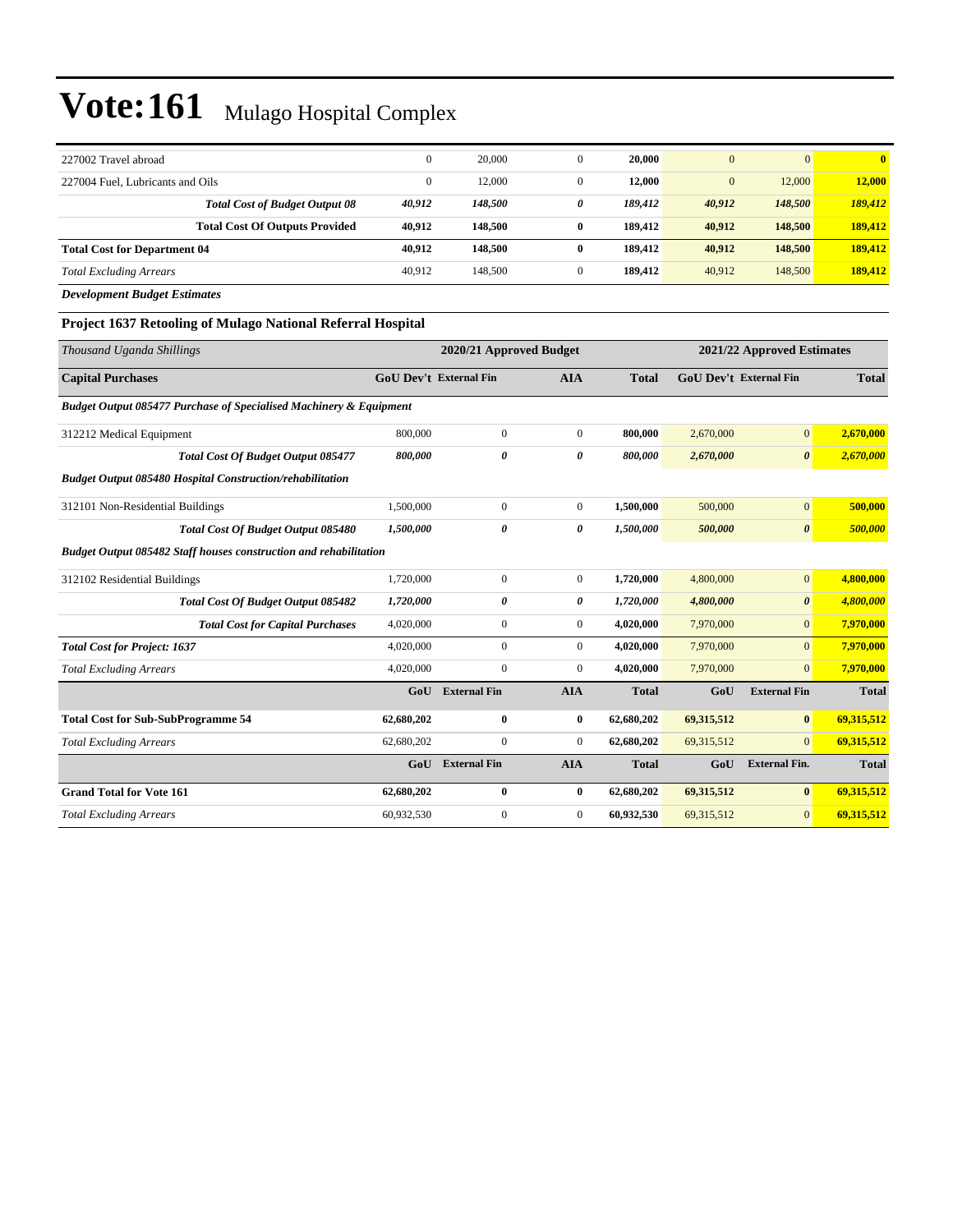# Vote:161 Mulago Hospital Complex

| | | | | | | | |
|---|---|---|---|---|---|---|---|
| 227002 Travel abroad | 0 | 20,000 | 0 | **20,000** | 0 | 0 | **0** |
| 227004 Fuel, Lubricants and Oils | 0 | 12,000 | 0 | **12,000** | 0 | 12,000 | **12,000** |
| ***Total Cost of Budget Output 08*** | ***40,912*** | ***148,500*** | ***0*** | ***189,412*** | ***40,912*** | ***148,500*** | ***189,412*** |
| **Total Cost Of Outputs Provided** | **40,912** | **148,500** | **0** | **189,412** | **40,912** | **148,500** | **189,412** |
| **Total Cost for Department 04** | **40,912** | **148,500** | **0** | **189,412** | **40,912** | **148,500** | **189,412** |
| *Total Excluding Arrears* | 40,912 | 148,500 | 0 | **189,412** | 40,912 | 148,500 | **189,412** |

***Development Budget Estimates***

### Project 1637 Retooling of Mulago National Referral Hospital

| *Thousand Uganda Shillings* | 2020/21 Approved Budget | | | | 2021/22 Approved Estimates | | |
|---|---|---|---|---|---|---|---|
| **Capital Purchases** | **GoU Dev't** | **External Fin** | **AIA** | **Total** | **GoU Dev't** | **External Fin** | **Total** |
| ***Budget Output 085477 Purchase of Specialised Machinery & Equipment*** | | | | | | | |
| 312212 Medical Equipment | 800,000 | 0 | 0 | **800,000** | 2,670,000 | 0 | **2,670,000** |
| ***Total Cost Of Budget Output 085477*** | ***800,000*** | ***0*** | ***0*** | ***800,000*** | ***2,670,000*** | ***0*** | ***2,670,000*** |
| ***Budget Output 085480 Hospital Construction/rehabilitation*** | | | | | | | |
| 312101 Non-Residential Buildings | 1,500,000 | 0 | 0 | **1,500,000** | 500,000 | 0 | **500,000** |
| ***Total Cost Of Budget Output 085480*** | ***1,500,000*** | ***0*** | ***0*** | ***1,500,000*** | ***500,000*** | ***0*** | ***500,000*** |
| ***Budget Output 085482 Staff houses construction and rehabilitation*** | | | | | | | |
| 312102 Residential Buildings | 1,720,000 | 0 | 0 | **1,720,000** | 4,800,000 | 0 | **4,800,000** |
| ***Total Cost Of Budget Output 085482*** | ***1,720,000*** | ***0*** | ***0*** | ***1,720,000*** | ***4,800,000*** | ***0*** | ***4,800,000*** |
| ***Total Cost for Capital Purchases*** | 4,020,000 | 0 | 0 | **4,020,000** | 7,970,000 | 0 | **7,970,000** |
| ***Total Cost for Project: 1637*** | 4,020,000 | 0 | 0 | **4,020,000** | 7,970,000 | 0 | **7,970,000** |
| *Total Excluding Arrears* | 4,020,000 | 0 | 0 | **4,020,000** | 7,970,000 | 0 | **7,970,000** |
| | **GoU** | **External Fin** | **AIA** | **Total** | **GoU** | **External Fin** | **Total** |
| **Total Cost for Sub-SubProgramme 54** | **62,680,202** | **0** | **0** | **62,680,202** | **69,315,512** | **0** | **69,315,512** |
| *Total Excluding Arrears* | 62,680,202 | 0 | 0 | **62,680,202** | 69,315,512 | 0 | **69,315,512** |
| | **GoU** | **External Fin** | **AIA** | **Total** | **GoU** | **External Fin.** | **Total** |
| **Grand Total for Vote 161** | **62,680,202** | **0** | **0** | **62,680,202** | **69,315,512** | **0** | **69,315,512** |
| *Total Excluding Arrears* | 60,932,530 | 0 | 0 | **60,932,530** | 69,315,512 | 0 | **69,315,512** |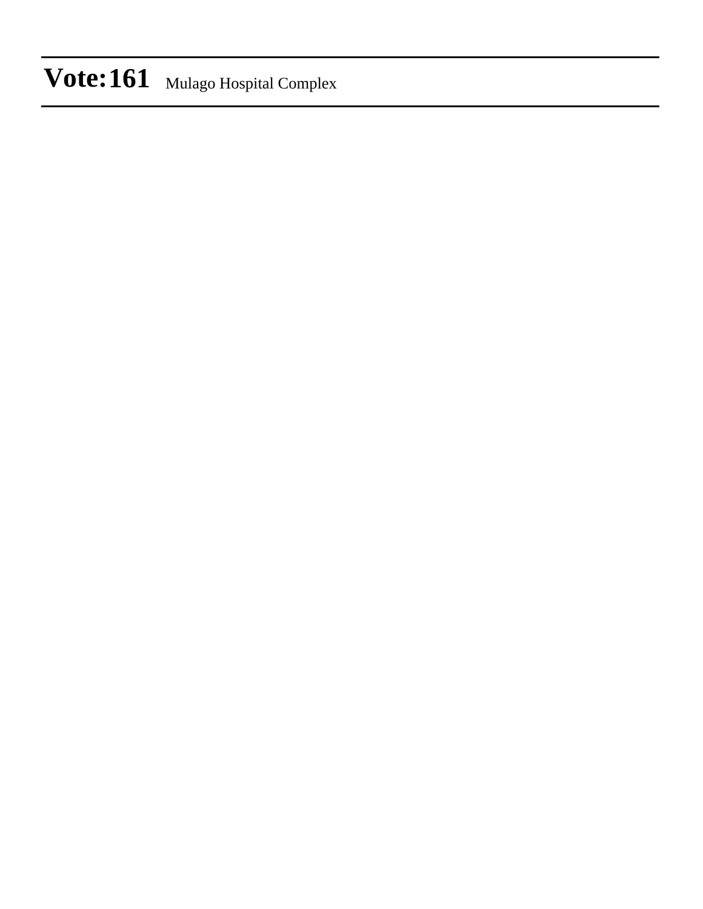# Vote:161 Mulago Hospital Complex